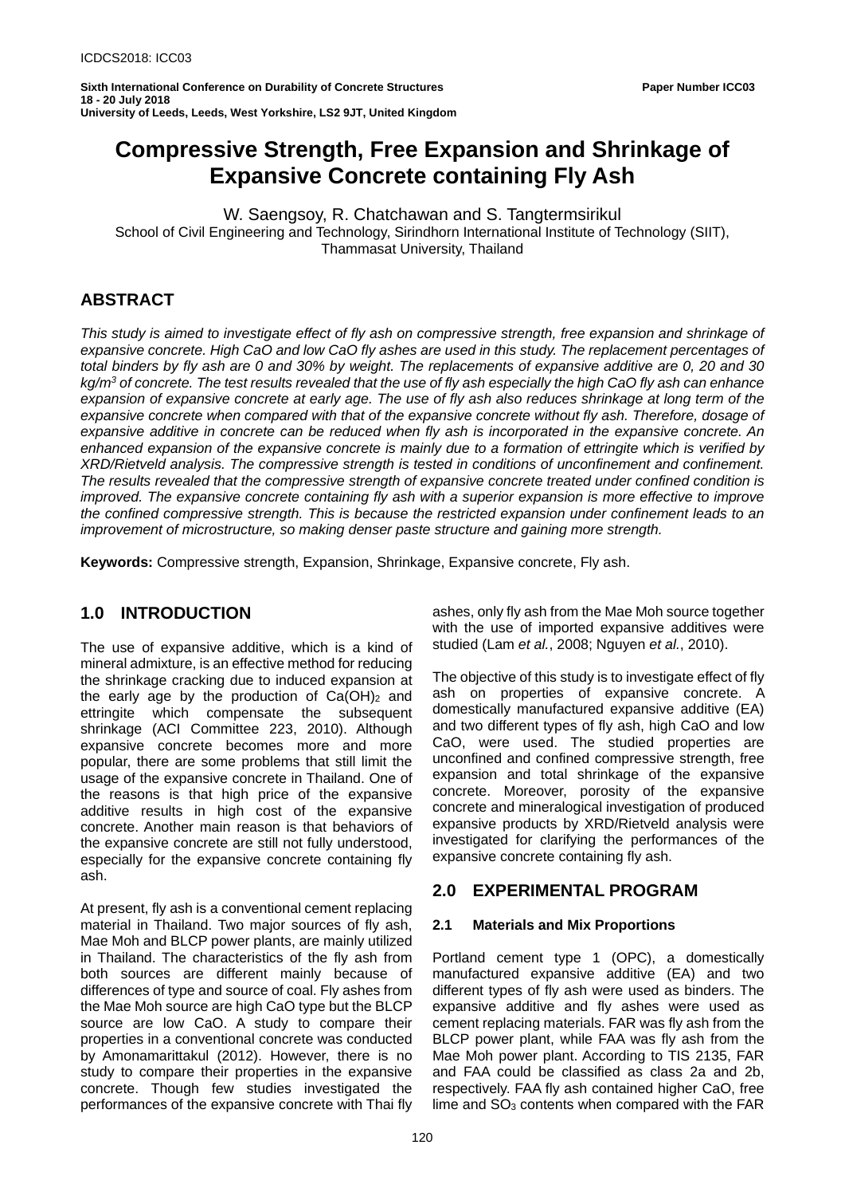# Compressive Strength, Free Expansion and Shrinkage of Expansive Concrete containing Fly Ash

W. Saengsoy, R. Chatchawan and S. Tangtermsirikul

School of Civil Engineering and Technology, Sirindhorn International Institute of Technology (SIIT), Thammasat University, Thailand

## ABSTRACT

*This study is aimed to investigate effect of fly ash on compressive strength, free expansion and shrinkage of expansive concrete. High CaO and low CaO fly ashes are used in this study. The replacement percentages of total binders by fly ash are 0 and 30% by weight. The replacements of expansive additive are 0, 20 and 30 kg/m$^3$ of concrete. The test results revealed that the use of fly ash especially the high CaO fly ash can enhance expansion of expansive concrete at early age. The use of fly ash also reduces shrinkage at long term of the expansive concrete when compared with that of the expansive concrete without fly ash. Therefore, dosage of expansive additive in concrete can be reduced when fly ash is incorporated in the expansive concrete. An enhanced expansion of the expansive concrete is mainly due to a formation of ettringite which is verified by XRD/Rietveld analysis. The compressive strength is tested in conditions of unconfinement and confinement. The results revealed that the compressive strength of expansive concrete treated under confined condition is improved. The expansive concrete containing fly ash with a superior expansion is more effective to improve the confined compressive strength. This is because the restricted expansion under confinement leads to an improvement of microstructure, so making denser paste structure and gaining more strength.*

**Keywords:** Compressive strength, Expansion, Shrinkage, Expansive concrete, Fly ash.

## 1.0 INTRODUCTION

The use of expansive additive, which is a kind of mineral admixture, is an effective method for reducing the shrinkage cracking due to induced expansion at the early age by the production of $Ca(OH)_2$ and ettringite which compensate the subsequent shrinkage (ACI Committee 223, 2010). Although expansive concrete becomes more and more popular, there are some problems that still limit the usage of the expansive concrete in Thailand. One of the reasons is that high price of the expansive additive results in high cost of the expansive concrete. Another main reason is that behaviors of the expansive concrete are still not fully understood, especially for the expansive concrete containing fly ash.

At present, fly ash is a conventional cement replacing material in Thailand. Two major sources of fly ash, Mae Moh and BLCP power plants, are mainly utilized in Thailand. The characteristics of the fly ash from both sources are different mainly because of differences of type and source of coal. Fly ashes from the Mae Moh source are high CaO type but the BLCP source are low CaO. A study to compare their properties in a conventional concrete was conducted by Amonamarittakul (2012). However, there is no study to compare their properties in the expansive concrete. Though few studies investigated the performances of the expansive concrete with Thai fly ashes, only fly ash from the Mae Moh source together with the use of imported expansive additives were studied (Lam *et al.*, 2008; Nguyen *et al.*, 2010).

The objective of this study is to investigate effect of fly ash on properties of expansive concrete. A domestically manufactured expansive additive (EA) and two different types of fly ash, high CaO and low CaO, were used. The studied properties are unconfined and confined compressive strength, free expansion and total shrinkage of the expansive concrete. Moreover, porosity of the expansive concrete and mineralogical investigation of produced expansive products by XRD/Rietveld analysis were investigated for clarifying the performances of the expansive concrete containing fly ash.

## 2.0 EXPERIMENTAL PROGRAM

### 2.1 Materials and Mix Proportions

Portland cement type 1 (OPC), a domestically manufactured expansive additive (EA) and two different types of fly ash were used as binders. The expansive additive and fly ashes were used as cement replacing materials. FAR was fly ash from the BLCP power plant, while FAA was fly ash from the Mae Moh power plant. According to TIS 2135, FAR and FAA could be classified as class 2a and 2b, respectively. FAA fly ash contained higher CaO, free lime and $SO_3$ contents when compared with the FAR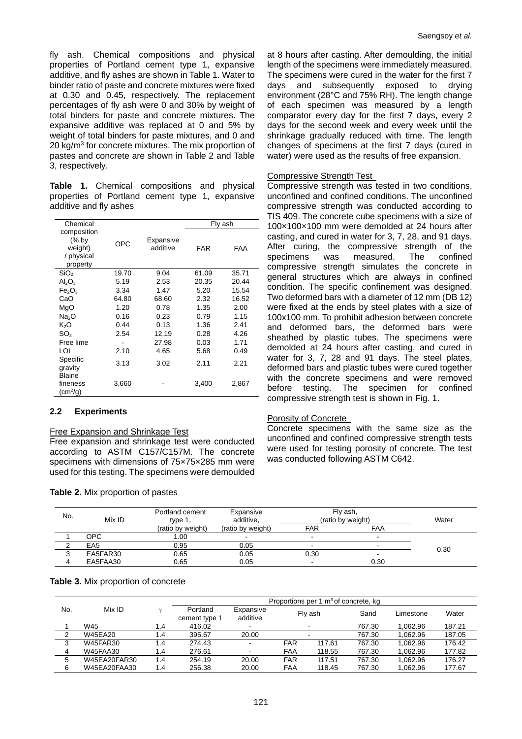fly ash. Chemical compositions and physical properties of Portland cement type 1, expansive additive, and fly ashes are shown in Table 1. Water to binder ratio of paste and concrete mixtures were fixed at 0.30 and 0.45, respectively. The replacement percentages of fly ash were 0 and 30% by weight of total binders for paste and concrete mixtures. The expansive additive was replaced at 0 and 5% by weight of total binders for paste mixtures, and 0 and 20 kg/m$^3$ for concrete mixtures. The mix proportion of pastes and concrete are shown in Table 2 and Table 3, respectively.

**Table 1.** Chemical compositions and physical properties of Portland cement type 1, expansive additive and fly ashes

| Chemical composition (% by weight) / physical property | OPC | Expansive additive | Fly ash | |
|---|---|---|---|---|
| | | | FAR | FAA |
| $SiO_2$ | 19.70 | 9.04 | 61.09 | 35.71 |
| $Al_2O_3$ | 5.19 | 2.53 | 20.35 | 20.44 |
| $Fe_2O_3$ | 3.34 | 1.47 | 5.20 | 15.54 |
| CaO | 64.80 | 68.60 | 2.32 | 16.52 |
| MgO | 1.20 | 0.78 | 1.35 | 2.00 |
| $Na_2O$ | 0.16 | 0.23 | 0.79 | 1.15 |
| $K_2O$ | 0.44 | 0.13 | 1.36 | 2.41 |
| $SO_3$ | 2.54 | 12.19 | 0.28 | 4.26 |
| Free lime | - | 27.98 | 0.03 | 1.71 |
| LOI | 2.10 | 4.65 | 5.68 | 0.49 |
| Specific gravity | 3.13 | 3.02 | 2.11 | 2.21 |
| Blaine fineness (cm$^2$/g) | 3,660 | - | 3,400 | 2,867 |

## 2.2 Experiments

Free Expansion and Shrinkage Test

Free expansion and shrinkage test were conducted according to ASTM C157/C157M. The concrete specimens with dimensions of 75×75×285 mm were used for this testing. The specimens were demoulded at 8 hours after casting. After demoulding, the initial length of the specimens were immediately measured. The specimens were cured in the water for the first 7 days and subsequently exposed to drying environment (28°C and 75% RH). The length change of each specimen was measured by a length comparator every day for the first 7 days, every 2 days for the second week and every week until the shrinkage gradually reduced with time. The length changes of specimens at the first 7 days (cured in water) were used as the results of free expansion.

Compressive Strength Test

Compressive strength was tested in two conditions, unconfined and confined conditions. The unconfined compressive strength was conducted according to TIS 409. The concrete cube specimens with a size of 100×100×100 mm were demolded at 24 hours after casting, and cured in water for 3, 7, 28, and 91 days. After curing, the compressive strength of the specimens was measured. The confined compressive strength simulates the concrete in general structures which are always in confined condition. The specific confinement was designed. Two deformed bars with a diameter of 12 mm (DB 12) were fixed at the ends by steel plates with a size of 100x100 mm. To prohibit adhesion between concrete and deformed bars, the deformed bars were sheathed by plastic tubes. The specimens were demolded at 24 hours after casting, and cured in water for 3, 7, 28 and 91 days. The steel plates, deformed bars and plastic tubes were cured together with the concrete specimens and were removed before testing. The specimen for confined compressive strength test is shown in Fig. 1.

Porosity of Concrete

Concrete specimens with the same size as the unconfined and confined compressive strength tests were used for testing porosity of concrete. The test was conducted following ASTM C642.

**Table 2.** Mix proportion of pastes

| No. | Mix ID | Portland cement type 1, (ratio by weight) | Expansive additive, (ratio by weight) | Fly ash, (ratio by weight) | | Water |
|---|---|---|---|---|---|---|
| | | | | FAR | FAA | |
| 1 | OPC | 1.00 | - | - | - | 0.30 |
| 2 | EA5 | 0.95 | 0.05 | - | - | |
| 3 | EA5FAR30 | 0.65 | 0.05 | 0.30 | - | |
| 4 | EA5FAA30 | 0.65 | 0.05 | - | 0.30 | |

**Table 3.** Mix proportion of concrete

| No. | Mix ID | $\gamma$ | Proportions per 1 m$^3$ of concrete, kg | | | | | | |
|---|---|---|---|---|---|---|---|---|---|
| | | | Portland cement type 1 | Expansive additive | Fly ash | | Sand | Limestone | Water |
| 1 | W45 | 1.4 | 416.02 | - | - | | 767.30 | 1,062.96 | 187.21 |
| 2 | W45EA20 | 1.4 | 395.67 | 20.00 | - | | 767.30 | 1,062.96 | 187.05 |
| 3 | W45FAR30 | 1.4 | 274.43 | - | FAR | 117.61 | 767.30 | 1,062.96 | 176.42 |
| 4 | W45FAA30 | 1.4 | 276.61 | - | FAA | 118.55 | 767.30 | 1,062.96 | 177.82 |
| 5 | W45EA20FAR30 | 1.4 | 254.19 | 20.00 | FAR | 117.51 | 767.30 | 1,062.96 | 176.27 |
| 6 | W45EA20FAA30 | 1.4 | 256.38 | 20.00 | FAA | 118.45 | 767.30 | 1,062.96 | 177.67 |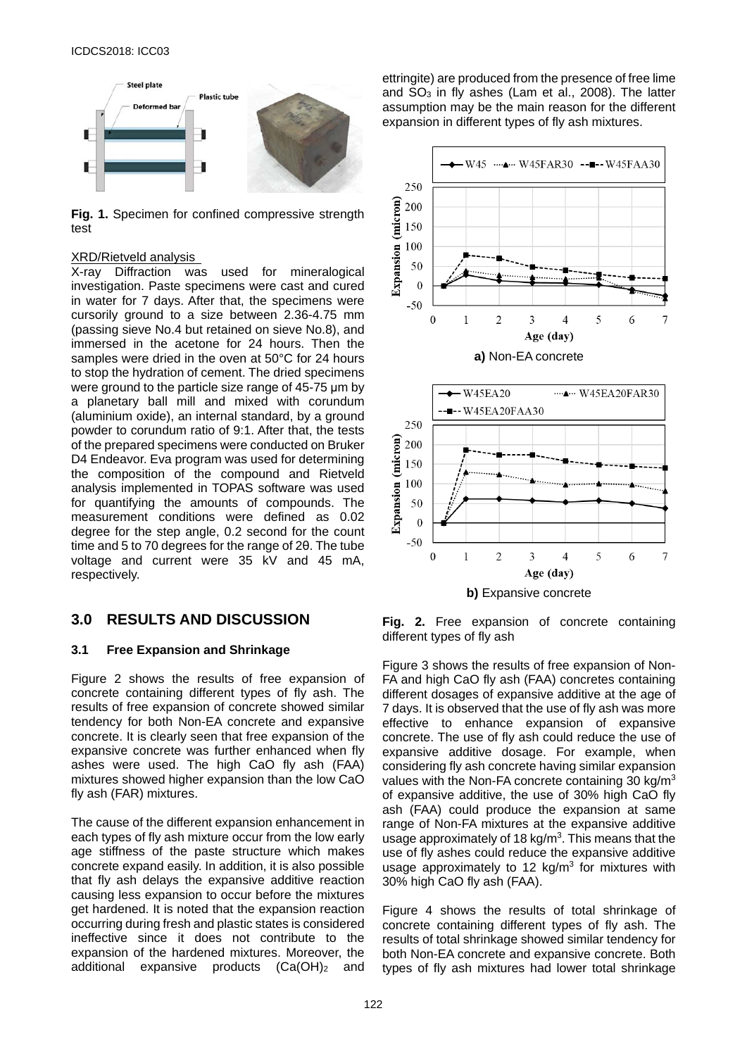**Fig. 1.** Specimen for confined compressive strength test

XRD/Rietveld analysis

X-ray Diffraction was used for mineralogical investigation. Paste specimens were cast and cured in water for 7 days. After that, the specimens were cursorily ground to a size between 2.36-4.75 mm (passing sieve No.4 but retained on sieve No.8), and immersed in the acetone for 24 hours. Then the samples were dried in the oven at 50°C for 24 hours to stop the hydration of cement. The dried specimens were ground to the particle size range of 45-75 μm by a planetary ball mill and mixed with corundum (aluminium oxide), an internal standard, by a ground powder to corundum ratio of 9:1. After that, the tests of the prepared specimens were conducted on Bruker D4 Endeavor. Eva program was used for determining the composition of the compound and Rietveld analysis implemented in TOPAS software was used for quantifying the amounts of compounds. The measurement conditions were defined as 0.02 degree for the step angle, 0.2 second for the count time and 5 to 70 degrees for the range of 2θ. The tube voltage and current were 35 kV and 45 mA, respectively.

## 3.0 RESULTS AND DISCUSSION

### 3.1 Free Expansion and Shrinkage

Figure 2 shows the results of free expansion of concrete containing different types of fly ash. The results of free expansion of concrete showed similar tendency for both Non-EA concrete and expansive concrete. It is clearly seen that free expansion of the expansive concrete was further enhanced when fly ashes were used. The high CaO fly ash (FAA) mixtures showed higher expansion than the low CaO fly ash (FAR) mixtures.

The cause of the different expansion enhancement in each types of fly ash mixture occur from the low early age stiffness of the paste structure which makes concrete expand easily. In addition, it is also possible that fly ash delays the expansive additive reaction causing less expansion to occur before the mixtures get hardened. It is noted that the expansion reaction occurring during fresh and plastic states is considered ineffective since it does not contribute to the expansion of the hardened mixtures. Moreover, the additional expansive products ($Ca(OH)_2$ and ettringite) are produced from the presence of free lime and $SO_3$ in fly ashes (Lam et al., 2008). The latter assumption may be the main reason for the different expansion in different types of fly ash mixtures.

**a)** Non-EA concrete

**b)** Expansive concrete

**Fig. 2.** Free expansion of concrete containing different types of fly ash

Figure 3 shows the results of free expansion of Non-FA and high CaO fly ash (FAA) concretes containing different dosages of expansive additive at the age of 7 days. It is observed that the use of fly ash was more effective to enhance expansion of expansive concrete. The use of fly ash could reduce the use of expansive additive dosage. For example, when considering fly ash concrete having similar expansion values with the Non-FA concrete containing 30 kg/m$^3$ of expansive additive, the use of 30% high CaO fly ash (FAA) could produce the expansion at same range of Non-FA mixtures at the expansive additive usage approximately of 18 kg/m$^3$. This means that the use of fly ashes could reduce the expansive additive usage approximately to 12 kg/m$^3$ for mixtures with 30% high CaO fly ash (FAA).

Figure 4 shows the results of total shrinkage of concrete containing different types of fly ash. The results of total shrinkage showed similar tendency for both Non-EA concrete and expansive concrete. Both types of fly ash mixtures had lower total shrinkage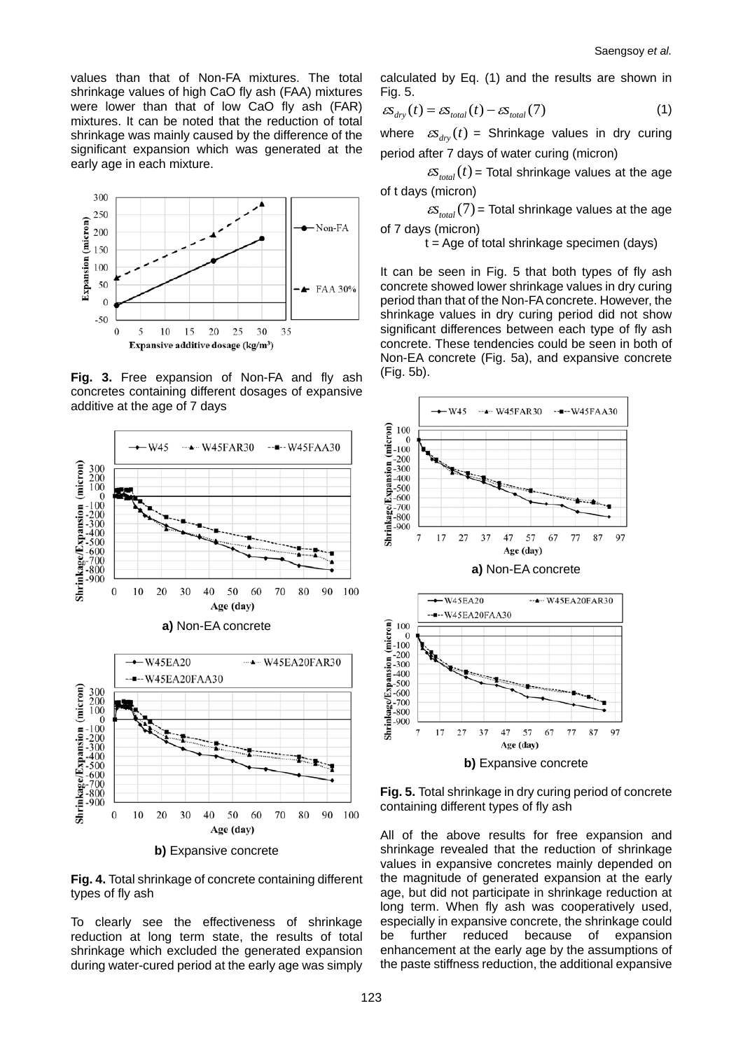values than that of Non-FA mixtures. The total shrinkage values of high CaO fly ash (FAA) mixtures were lower than that of low CaO fly ash (FAR) mixtures. It can be noted that the reduction of total shrinkage was mainly caused by the difference of the significant expansion which was generated at the early age in each mixture.

**Fig. 3.** Free expansion of Non-FA and fly ash concretes containing different dosages of expansive additive at the age of 7 days

**a)** Non-EA concrete

**b)** Expansive concrete

**Fig. 4.** Total shrinkage of concrete containing different types of fly ash

To clearly see the effectiveness of shrinkage reduction at long term state, the results of total shrinkage which excluded the generated expansion during water-cured period at the early age was simply calculated by Eq. (1) and the results are shown in Fig. 5.

$$\varepsilon s_{dry}(t) = \varepsilon s_{total}(t) - \varepsilon s_{total}(7) \quad (1)$$

where $\varepsilon s_{dry}(t)$ = Shrinkage values in dry curing period after 7 days of water curing (micron)

$\varepsilon s_{total}(t)$ = Total shrinkage values at the age of t days (micron)

$\varepsilon s_{total}(7)$ = Total shrinkage values at the age of 7 days (micron)

t = Age of total shrinkage specimen (days)

It can be seen in Fig. 5 that both types of fly ash concrete showed lower shrinkage values in dry curing period than that of the Non-FA concrete. However, the shrinkage values in dry curing period did not show significant differences between each type of fly ash concrete. These tendencies could be seen in both of Non-EA concrete (Fig. 5a), and expansive concrete (Fig. 5b).

**a)** Non-EA concrete

**b)** Expansive concrete

**Fig. 5.** Total shrinkage in dry curing period of concrete containing different types of fly ash

All of the above results for free expansion and shrinkage revealed that the reduction of shrinkage values in expansive concretes mainly depended on the magnitude of generated expansion at the early age, but did not participate in shrinkage reduction at long term. When fly ash was cooperatively used, especially in expansive concrete, the shrinkage could be further reduced because of expansion enhancement at the early age by the assumptions of the paste stiffness reduction, the additional expansive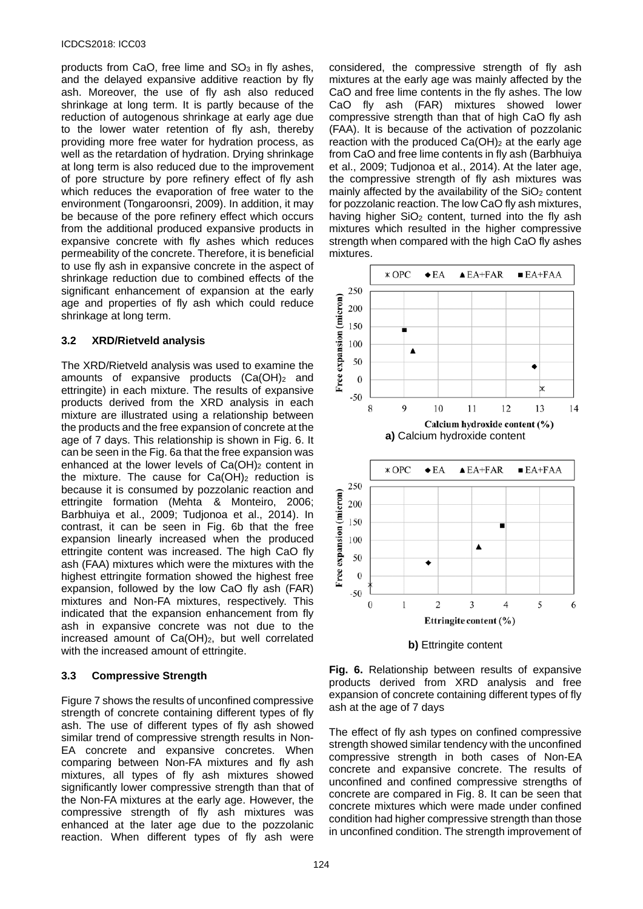products from CaO, free lime and $SO_3$ in fly ashes, and the delayed expansive additive reaction by fly ash. Moreover, the use of fly ash also reduced shrinkage at long term. It is partly because of the reduction of autogenous shrinkage at early age due to the lower water retention of fly ash, thereby providing more free water for hydration process, as well as the retardation of hydration. Drying shrinkage at long term is also reduced due to the improvement of pore structure by pore refinery effect of fly ash which reduces the evaporation of free water to the environment (Tongaroonsri, 2009). In addition, it may be because of the pore refinery effect which occurs from the additional produced expansive products in expansive concrete with fly ashes which reduces permeability of the concrete. Therefore, it is beneficial to use fly ash in expansive concrete in the aspect of shrinkage reduction due to combined effects of the significant enhancement of expansion at the early age and properties of fly ash which could reduce shrinkage at long term.

### 3.2 XRD/Rietveld analysis

The XRD/Rietveld analysis was used to examine the amounts of expansive products ($Ca(OH)_2$ and ettringite) in each mixture. The results of expansive products derived from the XRD analysis in each mixture are illustrated using a relationship between the products and the free expansion of concrete at the age of 7 days. This relationship is shown in Fig. 6. It can be seen in the Fig. 6a that the free expansion was enhanced at the lower levels of $Ca(OH)_2$ content in the mixture. The cause for $Ca(OH)_2$ reduction is because it is consumed by pozzolanic reaction and ettringite formation (Mehta & Monteiro, 2006; Barbhuiya et al., 2009; Tudjonoa et al., 2014). In contrast, it can be seen in Fig. 6b that the free expansion linearly increased when the produced ettringite content was increased. The high CaO fly ash (FAA) mixtures which were the mixtures with the highest ettringite formation showed the highest free expansion, followed by the low CaO fly ash (FAR) mixtures and Non-FA mixtures, respectively. This indicated that the expansion enhancement from fly ash in expansive concrete was not due to the increased amount of $Ca(OH)_2$, but well correlated with the increased amount of ettringite.

### 3.3 Compressive Strength

Figure 7 shows the results of unconfined compressive strength of concrete containing different types of fly ash. The use of different types of fly ash showed similar trend of compressive strength results in Non-EA concrete and expansive concretes. When comparing between Non-FA mixtures and fly ash mixtures, all types of fly ash mixtures showed significantly lower compressive strength than that of the Non-FA mixtures at the early age. However, the compressive strength of fly ash mixtures was enhanced at the later age due to the pozzolanic reaction. When different types of fly ash were considered, the compressive strength of fly ash mixtures at the early age was mainly affected by the CaO and free lime contents in the fly ashes. The low CaO fly ash (FAR) mixtures showed lower compressive strength than that of high CaO fly ash (FAA). It is because of the activation of pozzolanic reaction with the produced $Ca(OH)_2$ at the early age from CaO and free lime contents in fly ash (Barbhuiya et al., 2009; Tudjonoa et al., 2014). At the later age, the compressive strength of fly ash mixtures was mainly affected by the availability of the $SiO_2$ content for pozzolanic reaction. The low CaO fly ash mixtures, having higher $SiO_2$ content, turned into the fly ash mixtures which resulted in the higher compressive strength when compared with the high CaO fly ashes mixtures.

**a)** Calcium hydroxide content

**b)** Ettringite content

**Fig. 6.** Relationship between results of expansive products derived from XRD analysis and free expansion of concrete containing different types of fly ash at the age of 7 days

The effect of fly ash types on confined compressive strength showed similar tendency with the unconfined compressive strength in both cases of Non-EA concrete and expansive concrete. The results of unconfined and confined compressive strengths of concrete are compared in Fig. 8. It can be seen that concrete mixtures which were made under confined condition had higher compressive strength than those in unconfined condition. The strength improvement of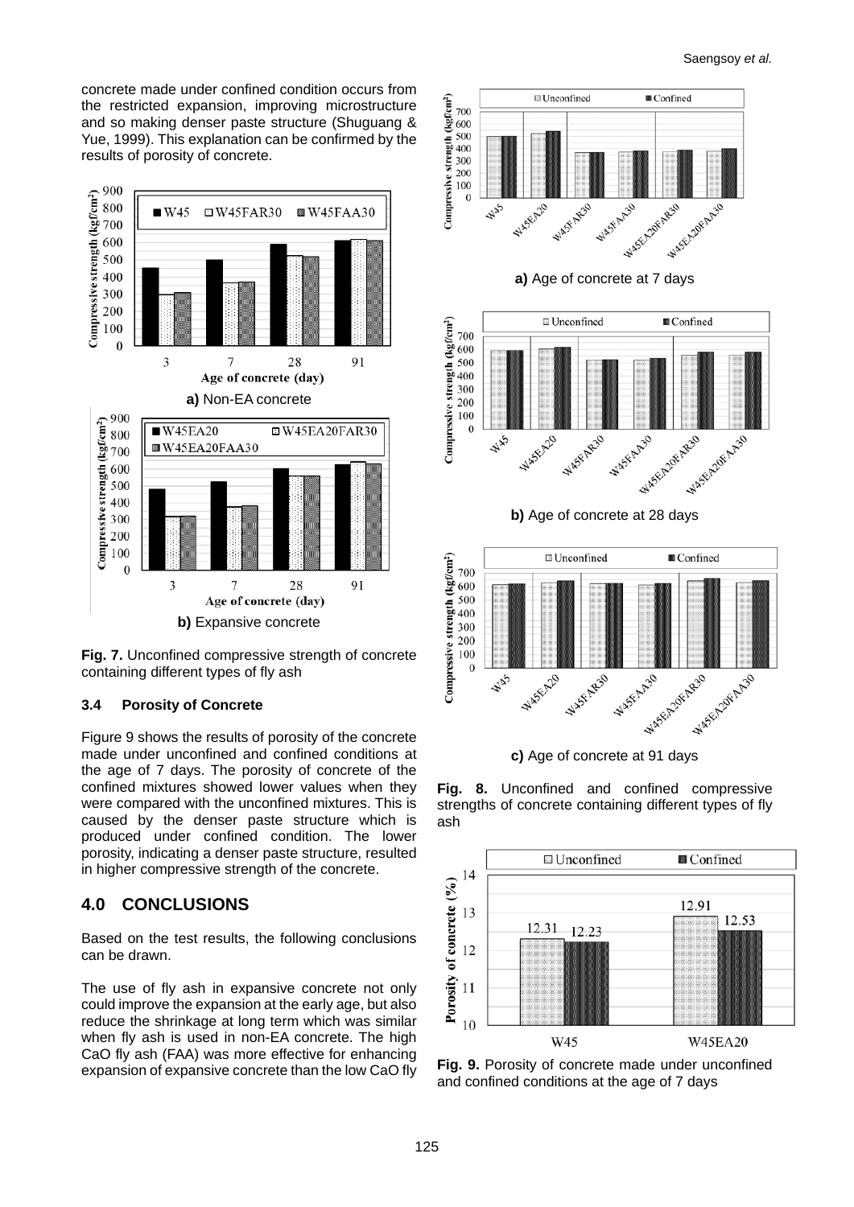concrete made under confined condition occurs from the restricted expansion, improving microstructure and so making denser paste structure (Shuguang & Yue, 1999). This explanation can be confirmed by the results of porosity of concrete.

**a)** Non-EA concrete

**b)** Expansive concrete

**Fig. 7.** Unconfined compressive strength of concrete containing different types of fly ash

### 3.4 Porosity of Concrete

Figure 9 shows the results of porosity of the concrete made under unconfined and confined conditions at the age of 7 days. The porosity of concrete of the confined mixtures showed lower values when they were compared with the unconfined mixtures. This is caused by the denser paste structure which is produced under confined condition. The lower porosity, indicating a denser paste structure, resulted in higher compressive strength of the concrete.

## 4.0 CONCLUSIONS

Based on the test results, the following conclusions can be drawn.

The use of fly ash in expansive concrete not only could improve the expansion at the early age, but also reduce the shrinkage at long term which was similar when fly ash is used in non-EA concrete. The high CaO fly ash (FAA) was more effective for enhancing expansion of expansive concrete than the low CaO fly

**a)** Age of concrete at 7 days

**b)** Age of concrete at 28 days

**c)** Age of concrete at 91 days

**Fig. 8.** Unconfined and confined compressive strengths of concrete containing different types of fly ash

**Fig. 9.** Porosity of concrete made under unconfined and confined conditions at the age of 7 days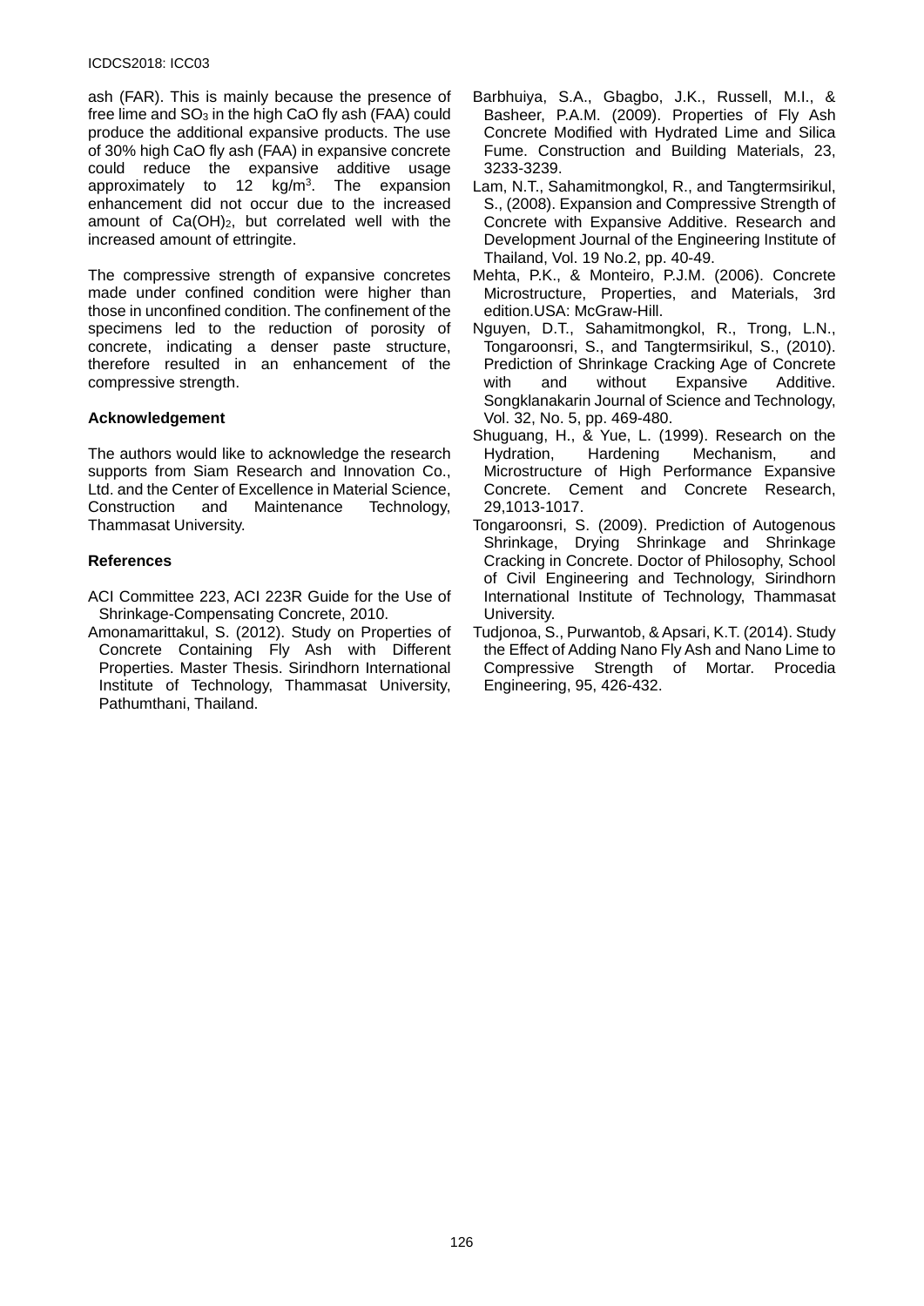ash (FAR). This is mainly because the presence of free lime and $SO_3$ in the high CaO fly ash (FAA) could produce the additional expansive products. The use of 30% high CaO fly ash (FAA) in expansive concrete could reduce the expansive additive usage approximately to 12 $kg/m^3$. The expansion enhancement did not occur due to the increased amount of $Ca(OH)_2$, but correlated well with the increased amount of ettringite.

The compressive strength of expansive concretes made under confined condition were higher than those in unconfined condition. The confinement of the specimens led to the reduction of porosity of concrete, indicating a denser paste structure, therefore resulted in an enhancement of the compressive strength.

### Acknowledgement

The authors would like to acknowledge the research supports from Siam Research and Innovation Co., Ltd. and the Center of Excellence in Material Science, Construction and Maintenance Technology, Thammasat University.

### References

ACI Committee 223, ACI 223R Guide for the Use of Shrinkage-Compensating Concrete, 2010.

Amonamarittakul, S. (2012). Study on Properties of Concrete Containing Fly Ash with Different Properties. Master Thesis. Sirindhorn International Institute of Technology, Thammasat University, Pathumthani, Thailand.

Barbhuiya, S.A., Gbagbo, J.K., Russell, M.I., & Basheer, P.A.M. (2009). Properties of Fly Ash Concrete Modified with Hydrated Lime and Silica Fume. Construction and Building Materials, 23, 3233-3239.

Lam, N.T., Sahamitmongkol, R., and Tangtermsirikul, S., (2008). Expansion and Compressive Strength of Concrete with Expansive Additive. Research and Development Journal of the Engineering Institute of Thailand, Vol. 19 No.2, pp. 40-49.

Mehta, P.K., & Monteiro, P.J.M. (2006). Concrete Microstructure, Properties, and Materials, 3rd edition.USA: McGraw-Hill.

Nguyen, D.T., Sahamitmongkol, R., Trong, L.N., Tongaroonsri, S., and Tangtermsirikul, S., (2010). Prediction of Shrinkage Cracking Age of Concrete with and without Expansive Additive. Songklanakarin Journal of Science and Technology, Vol. 32, No. 5, pp. 469-480.

Shuguang, H., & Yue, L. (1999). Research on the Hydration, Hardening Mechanism, and Microstructure of High Performance Expansive Concrete. Cement and Concrete Research, 29,1013-1017.

Tongaroonsri, S. (2009). Prediction of Autogenous Shrinkage, Drying Shrinkage and Shrinkage Cracking in Concrete. Doctor of Philosophy, School of Civil Engineering and Technology, Sirindhorn International Institute of Technology, Thammasat University.

Tudjonoa, S., Purwantob, & Apsari, K.T. (2014). Study the Effect of Adding Nano Fly Ash and Nano Lime to Compressive Strength of Mortar. Procedia Engineering, 95, 426-432.